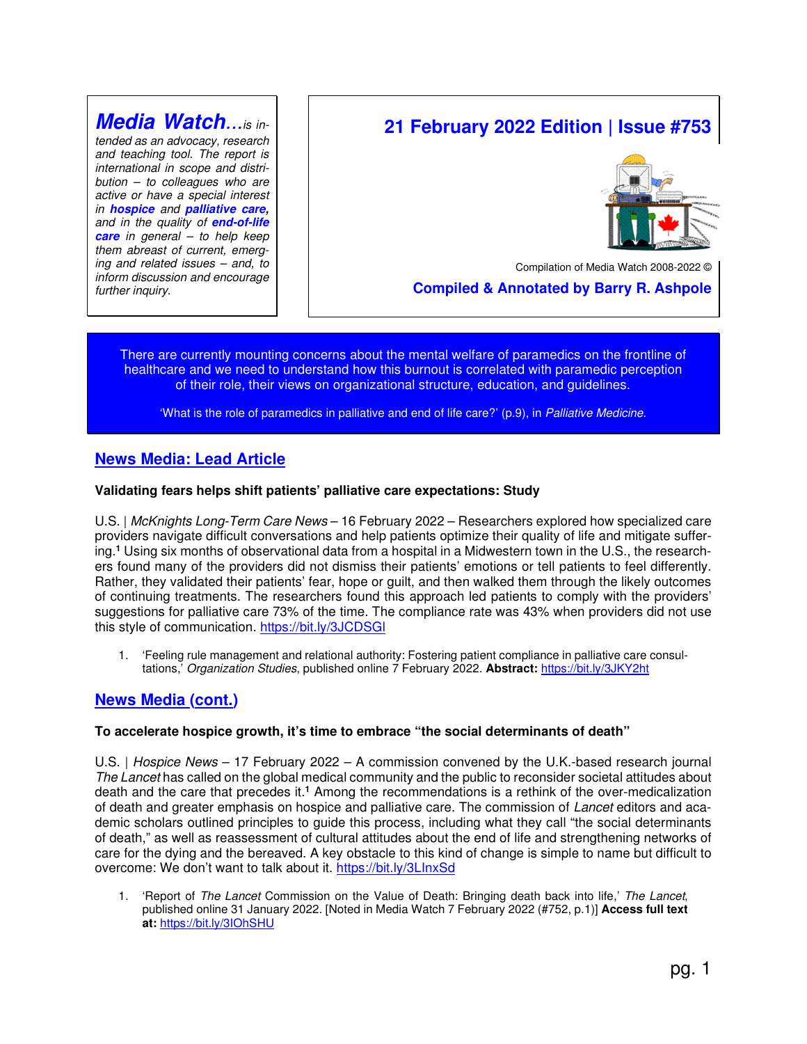**Media Watch...** *is intended as an advocacy, research and teaching tool. The report is international in scope and distribution – to colleagues who are active or have a special interest in* ***hospice*** *and* ***palliative care****, and in the quality of* ***end-of-life care*** *in general – to help keep them abreast of current, emerging and related issues – and, to inform discussion and encourage further inquiry.*

# 21 February 2022 Edition | Issue #753

Compilation of Media Watch 2008-2022 ©

**Compiled & Annotated by Barry R. Ashpole**

There are currently mounting concerns about the mental welfare of paramedics on the frontline of healthcare and we need to understand how this burnout is correlated with paramedic perception of their role, their views on organizational structure, education, and guidelines.

'What is the role of paramedics in palliative and end of life care?' (p.9), in *Palliative Medicine*.

## News Media: Lead Article

**Validating fears helps shift patients' palliative care expectations: Study**

U.S. | *McKnights Long-Term Care News* – 16 February 2022 – Researchers explored how specialized care providers navigate difficult conversations and help patients optimize their quality of life and mitigate suffering.[1] Using six months of observational data from a hospital in a Midwestern town in the U.S., the researchers found many of the providers did not dismiss their patients' emotions or tell patients to feel differently. Rather, they validated their patients' fear, hope or guilt, and then walked them through the likely outcomes of continuing treatments. The researchers found this approach led patients to comply with the providers' suggestions for palliative care 73% of the time. The compliance rate was 43% when providers did not use this style of communication. https://bit.ly/3JCDSGl

1. 'Feeling rule management and relational authority: Fostering patient compliance in palliative care consultations,' *Organization Studies*, published online 7 February 2022. **Abstract:** https://bit.ly/3JKY2ht

## News Media (cont.)

**To accelerate hospice growth, it's time to embrace "the social determinants of death"**

U.S. | *Hospice News* – 17 February 2022 – A commission convened by the U.K.-based research journal *The Lancet* has called on the global medical community and the public to reconsider societal attitudes about death and the care that precedes it.[1] Among the recommendations is a rethink of the over-medicalization of death and greater emphasis on hospice and palliative care. The commission of *Lancet* editors and academic scholars outlined principles to guide this process, including what they call "the social determinants of death," as well as reassessment of cultural attitudes about the end of life and strengthening networks of care for the dying and the bereaved. A key obstacle to this kind of change is simple to name but difficult to overcome: We don't want to talk about it. https://bit.ly/3LInxSd

1. 'Report of *The Lancet* Commission on the Value of Death: Bringing death back into life,' *The Lancet*, published online 31 January 2022. [Noted in Media Watch 7 February 2022 (#752, p.1)] **Access full text at:** https://bit.ly/3IOhSHU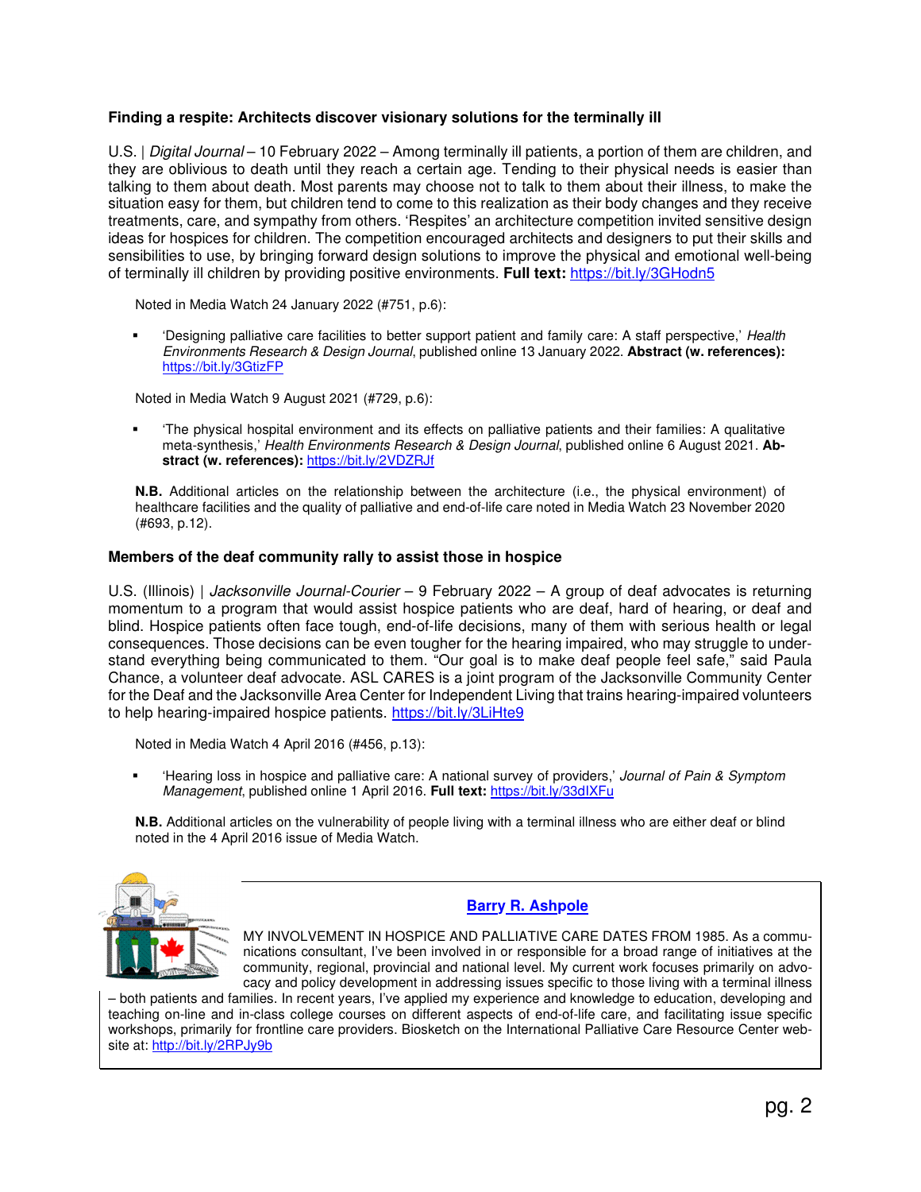### Finding a respite: Architects discover visionary solutions for the terminally ill

U.S. | *Digital Journal* – 10 February 2022 – Among terminally ill patients, a portion of them are children, and they are oblivious to death until they reach a certain age. Tending to their physical needs is easier than talking to them about death. Most parents may choose not to talk to them about their illness, to make the situation easy for them, but children tend to come to this realization as their body changes and they receive treatments, care, and sympathy from others. 'Respites' an architecture competition invited sensitive design ideas for hospices for children. The competition encouraged architects and designers to put their skills and sensibilities to use, by bringing forward design solutions to improve the physical and emotional well-being of terminally ill children by providing positive environments. **Full text:** https://bit.ly/3GHodn5

Noted in Media Watch 24 January 2022 (#751, p.6):

- 'Designing palliative care facilities to better support patient and family care: A staff perspective,' *Health Environments Research & Design Journal*, published online 13 January 2022. **Abstract (w. references):** https://bit.ly/3GtizFP

Noted in Media Watch 9 August 2021 (#729, p.6):

- 'The physical hospital environment and its effects on palliative patients and their families: A qualitative meta-synthesis,' *Health Environments Research & Design Journal*, published online 6 August 2021. **Abstract (w. references):** https://bit.ly/2VDZRJf

**N.B.** Additional articles on the relationship between the architecture (i.e., the physical environment) of healthcare facilities and the quality of palliative and end-of-life care noted in Media Watch 23 November 2020 (#693, p.12).

### Members of the deaf community rally to assist those in hospice

U.S. (Illinois) | *Jacksonville Journal-Courier* – 9 February 2022 – A group of deaf advocates is returning momentum to a program that would assist hospice patients who are deaf, hard of hearing, or deaf and blind. Hospice patients often face tough, end-of-life decisions, many of them with serious health or legal consequences. Those decisions can be even tougher for the hearing impaired, who may struggle to understand everything being communicated to them. "Our goal is to make deaf people feel safe," said Paula Chance, a volunteer deaf advocate. ASL CARES is a joint program of the Jacksonville Community Center for the Deaf and the Jacksonville Area Center for Independent Living that trains hearing-impaired volunteers to help hearing-impaired hospice patients. https://bit.ly/3LiHte9

Noted in Media Watch 4 April 2016 (#456, p.13):

- 'Hearing loss in hospice and palliative care: A national survey of providers,' *Journal of Pain & Symptom Management*, published online 1 April 2016. **Full text:** https://bit.ly/33dIXFu

**N.B.** Additional articles on the vulnerability of people living with a terminal illness who are either deaf or blind noted in the 4 April 2016 issue of Media Watch.

**Barry R. Ashpole**

MY INVOLVEMENT IN HOSPICE AND PALLIATIVE CARE DATES FROM 1985. As a communications consultant, I've been involved in or responsible for a broad range of initiatives at the community, regional, provincial and national level. My current work focuses primarily on advocacy and policy development in addressing issues specific to those living with a terminal illness – both patients and families. In recent years, I've applied my experience and knowledge to education, developing and teaching on-line and in-class college courses on different aspects of end-of-life care, and facilitating issue specific workshops, primarily for frontline care providers. Biosketch on the International Palliative Care Resource Center website at: http://bit.ly/2RPJy9b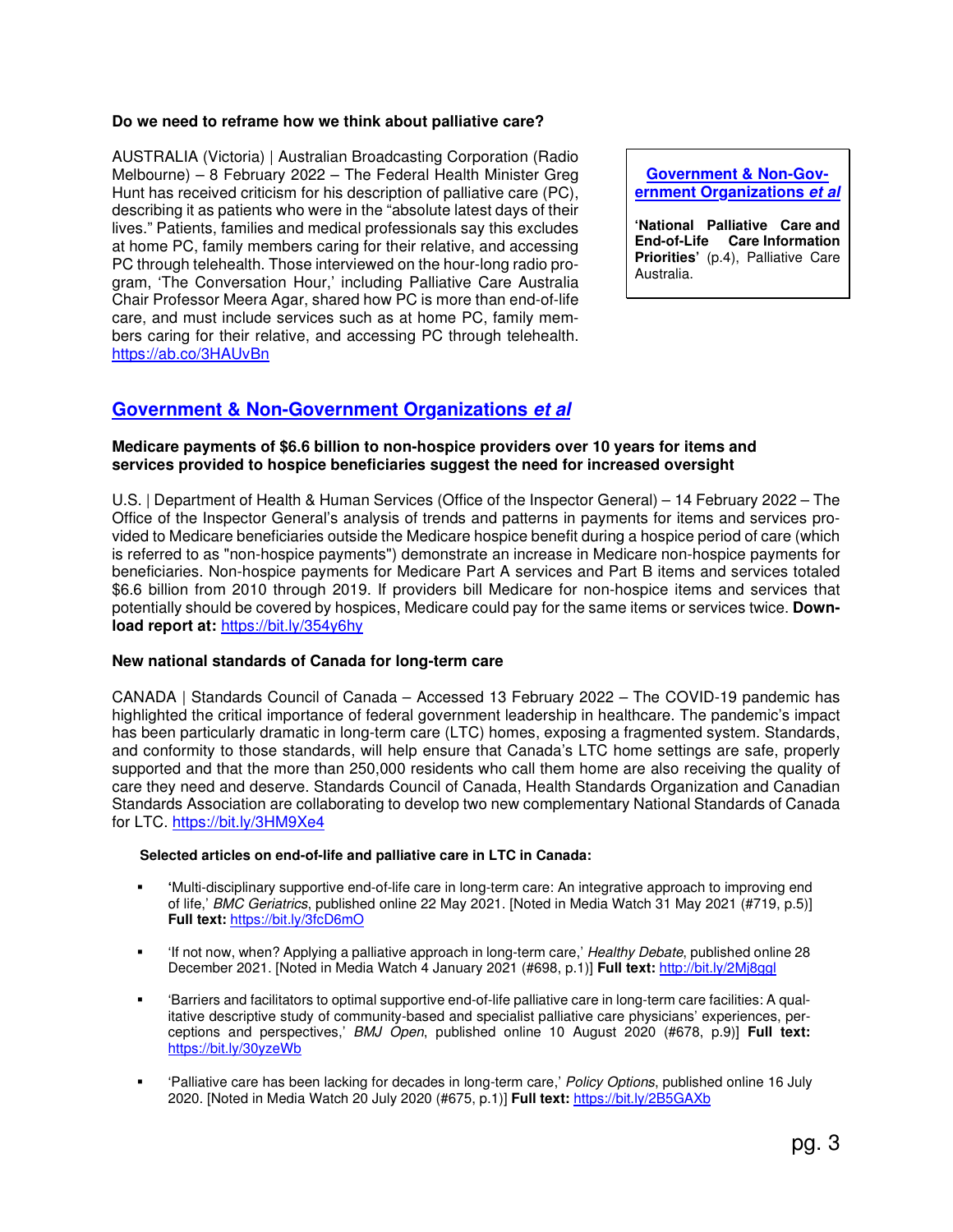**Do we need to reframe how we think about palliative care?**

AUSTRALIA (Victoria) | Australian Broadcasting Corporation (Radio Melbourne) – 8 February 2022 – The Federal Health Minister Greg Hunt has received criticism for his description of palliative care (PC), describing it as patients who were in the "absolute latest days of their lives." Patients, families and medical professionals say this excludes at home PC, family members caring for their relative, and accessing PC through telehealth. Those interviewed on the hour-long radio program, 'The Conversation Hour,' including Palliative Care Australia Chair Professor Meera Agar, shared how PC is more than end-of-life care, and must include services such as at home PC, family members caring for their relative, and accessing PC through telehealth. https://ab.co/3HAUvBn

**Government & Non-Government Organizations *et al***

**'National Palliative Care and End-of-Life Care Information Priorities'** (p.4), Palliative Care Australia.

## Government & Non-Government Organizations *et al*

**Medicare payments of $6.6 billion to non-hospice providers over 10 years for items and services provided to hospice beneficiaries suggest the need for increased oversight**

U.S. | Department of Health & Human Services (Office of the Inspector General) – 14 February 2022 – The Office of the Inspector General's analysis of trends and patterns in payments for items and services provided to Medicare beneficiaries outside the Medicare hospice benefit during a hospice period of care (which is referred to as "non-hospice payments") demonstrate an increase in Medicare non-hospice payments for beneficiaries. Non-hospice payments for Medicare Part A services and Part B items and services totaled $6.6 billion from 2010 through 2019. If providers bill Medicare for non-hospice items and services that potentially should be covered by hospices, Medicare could pay for the same items or services twice. **Download report at:** https://bit.ly/354y6hy

**New national standards of Canada for long-term care**

CANADA | Standards Council of Canada – Accessed 13 February 2022 – The COVID-19 pandemic has highlighted the critical importance of federal government leadership in healthcare. The pandemic's impact has been particularly dramatic in long-term care (LTC) homes, exposing a fragmented system. Standards, and conformity to those standards, will help ensure that Canada's LTC home settings are safe, properly supported and that the more than 250,000 residents who call them home are also receiving the quality of care they need and deserve. Standards Council of Canada, Health Standards Organization and Canadian Standards Association are collaborating to develop two new complementary National Standards of Canada for LTC. https://bit.ly/3HM9Xe4

**Selected articles on end-of-life and palliative care in LTC in Canada:**

- 'Multi-disciplinary supportive end-of-life care in long-term care: An integrative approach to improving end of life,' *BMC Geriatrics*, published online 22 May 2021. [Noted in Media Watch 31 May 2021 (#719, p.5)] **Full text:** https://bit.ly/3fcD6mO
- 'If not now, when? Applying a palliative approach in long-term care,' *Healthy Debate*, published online 28 December 2021. [Noted in Media Watch 4 January 2021 (#698, p.1)] **Full text:** http://bit.ly/2Mj8ggl
- 'Barriers and facilitators to optimal supportive end-of-life palliative care in long-term care facilities: A qualitative descriptive study of community-based and specialist palliative care physicians' experiences, perceptions and perspectives,' *BMJ Open*, published online 10 August 2020 (#678, p.9)] **Full text:** https://bit.ly/30yzeWb
- 'Palliative care has been lacking for decades in long-term care,' *Policy Options*, published online 16 July 2020. [Noted in Media Watch 20 July 2020 (#675, p.1)] **Full text:** https://bit.ly/2B5GAXb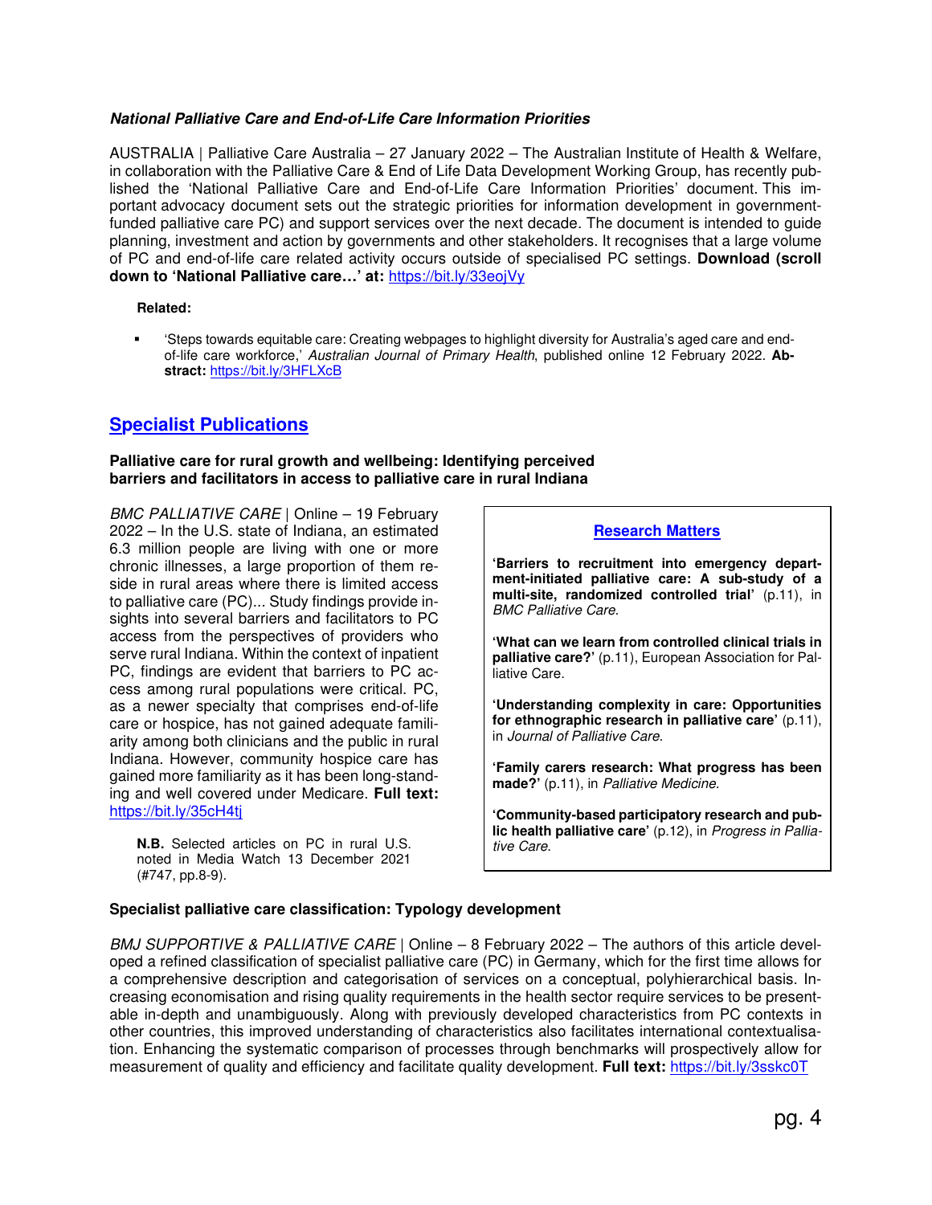***National Palliative Care and End-of-Life Care Information Priorities***

AUSTRALIA | Palliative Care Australia – 27 January 2022 – The Australian Institute of Health & Welfare, in collaboration with the Palliative Care & End of Life Data Development Working Group, has recently published the 'National Palliative Care and End-of-Life Care Information Priorities' document. This important advocacy document sets out the strategic priorities for information development in government-funded palliative care PC) and support services over the next decade. The document is intended to guide planning, investment and action by governments and other stakeholders. It recognises that a large volume of PC and end-of-life care related activity occurs outside of specialised PC settings. **Download (scroll down to 'National Palliative care…' at:** https://bit.ly/33eojVy

**Related:**

- 'Steps towards equitable care: Creating webpages to highlight diversity for Australia's aged care and end-of-life care workforce,' *Australian Journal of Primary Health*, published online 12 February 2022. **Abstract:** https://bit.ly/3HFLXcB

## Specialist Publications

**Palliative care for rural growth and wellbeing: Identifying perceived barriers and facilitators in access to palliative care in rural Indiana**

*BMC PALLIATIVE CARE* | Online – 19 February 2022 – In the U.S. state of Indiana, an estimated 6.3 million people are living with one or more chronic illnesses, a large proportion of them reside in rural areas where there is limited access to palliative care (PC)... Study findings provide insights into several barriers and facilitators to PC access from the perspectives of providers who serve rural Indiana. Within the context of inpatient PC, findings are evident that barriers to PC access among rural populations were critical. PC, as a newer specialty that comprises end-of-life care or hospice, has not gained adequate familiarity among both clinicians and the public in rural Indiana. However, community hospice care has gained more familiarity as it has been long-standing and well covered under Medicare. **Full text:** https://bit.ly/35cH4tj

**N.B.** Selected articles on PC in rural U.S. noted in Media Watch 13 December 2021 (#747, pp.8-9).

**Research Matters**

**'Barriers to recruitment into emergency department-initiated palliative care: A sub-study of a multi-site, randomized controlled trial'** (p.11), in *BMC Palliative Care*.

**'What can we learn from controlled clinical trials in palliative care?'** (p.11), European Association for Palliative Care.

**'Understanding complexity in care: Opportunities for ethnographic research in palliative care'** (p.11), in *Journal of Palliative Care*.

**'Family carers research: What progress has been made?'** (p.11), in *Palliative Medicine*.

**'Community-based participatory research and public health palliative care'** (p.12), in *Progress in Palliative Care*.

**Specialist palliative care classification: Typology development**

*BMJ SUPPORTIVE & PALLIATIVE CARE* | Online – 8 February 2022 – The authors of this article developed a refined classification of specialist palliative care (PC) in Germany, which for the first time allows for a comprehensive description and categorisation of services on a conceptual, polyhierarchical basis. Increasing economisation and rising quality requirements in the health sector require services to be presentable in-depth and unambiguously. Along with previously developed characteristics from PC contexts in other countries, this improved understanding of characteristics also facilitates international contextualisation. Enhancing the systematic comparison of processes through benchmarks will prospectively allow for measurement of quality and efficiency and facilitate quality development. **Full text:** https://bit.ly/3sskc0T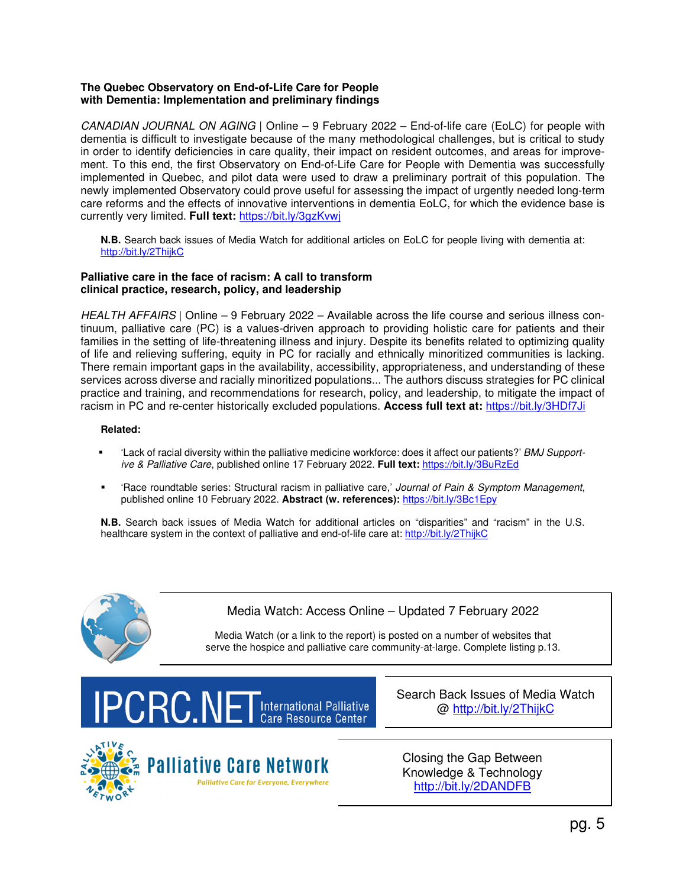**The Quebec Observatory on End-of-Life Care for People with Dementia: Implementation and preliminary findings**

*CANADIAN JOURNAL ON AGING* | Online – 9 February 2022 – End-of-life care (EoLC) for people with dementia is difficult to investigate because of the many methodological challenges, but is critical to study in order to identify deficiencies in care quality, their impact on resident outcomes, and areas for improvement. To this end, the first Observatory on End-of-Life Care for People with Dementia was successfully implemented in Quebec, and pilot data were used to draw a preliminary portrait of this population. The newly implemented Observatory could prove useful for assessing the impact of urgently needed long-term care reforms and the effects of innovative interventions in dementia EoLC, for which the evidence base is currently very limited. **Full text:** https://bit.ly/3gzKvwj

**N.B.** Search back issues of Media Watch for additional articles on EoLC for people living with dementia at: http://bit.ly/2ThijkC

**Palliative care in the face of racism: A call to transform clinical practice, research, policy, and leadership**

*HEALTH AFFAIRS* | Online – 9 February 2022 – Available across the life course and serious illness continuum, palliative care (PC) is a values-driven approach to providing holistic care for patients and their families in the setting of life-threatening illness and injury. Despite its benefits related to optimizing quality of life and relieving suffering, equity in PC for racially and ethnically minoritized communities is lacking. There remain important gaps in the availability, accessibility, appropriateness, and understanding of these services across diverse and racially minoritized populations... The authors discuss strategies for PC clinical practice and training, and recommendations for research, policy, and leadership, to mitigate the impact of racism in PC and re-center historically excluded populations. **Access full text at:** https://bit.ly/3HDf7Ji

**Related:**

- 'Lack of racial diversity within the palliative medicine workforce: does it affect our patients?' *BMJ Supportive & Palliative Care*, published online 17 February 2022. **Full text:** https://bit.ly/3BuRzEd
- 'Race roundtable series: Structural racism in palliative care,' *Journal of Pain & Symptom Management*, published online 10 February 2022. **Abstract (w. references):** https://bit.ly/3Bc1Epy

**N.B.** Search back issues of Media Watch for additional articles on "disparities" and "racism" in the U.S. healthcare system in the context of palliative and end-of-life care at: http://bit.ly/2ThijkC

Media Watch: Access Online – Updated 7 February 2022

Media Watch (or a link to the report) is posted on a number of websites that serve the hospice and palliative care community-at-large. Complete listing p.13.

IPCRC.NET International Palliative Care Resource Center

Search Back Issues of Media Watch @ http://bit.ly/2ThijkC

Palliative Care Network — Palliative Care for Everyone, Everywhere

Closing the Gap Between Knowledge & Technology http://bit.ly/2DANDFB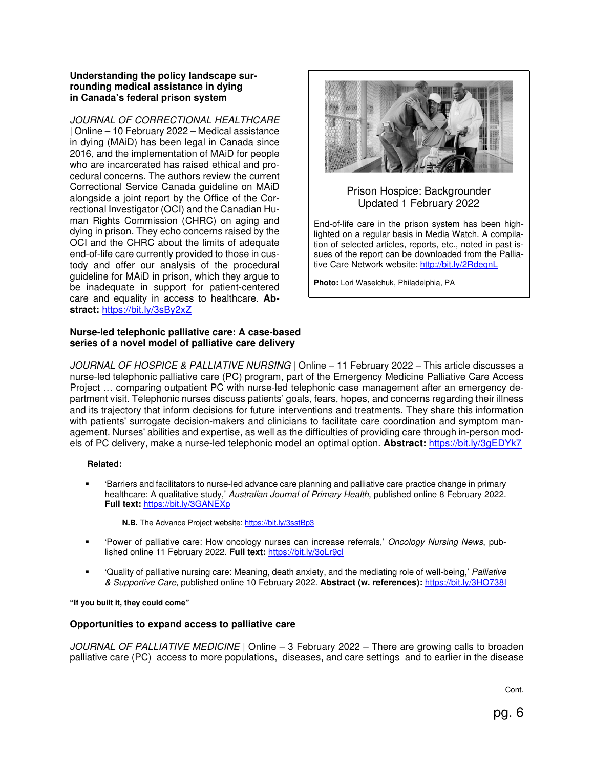### Understanding the policy landscape surrounding medical assistance in dying in Canada's federal prison system

*JOURNAL OF CORRECTIONAL HEALTHCARE* | Online – 10 February 2022 – Medical assistance in dying (MAiD) has been legal in Canada since 2016, and the implementation of MAiD for people who are incarcerated has raised ethical and procedural concerns. The authors review the current Correctional Service Canada guideline on MAiD alongside a joint report by the Office of the Correctional Investigator (OCI) and the Canadian Human Rights Commission (CHRC) on aging and dying in prison. They echo concerns raised by the OCI and the CHRC about the limits of adequate end-of-life care currently provided to those in custody and offer our analysis of the procedural guideline for MAiD in prison, which they argue to be inadequate in support for patient-centered care and equality in access to healthcare. **Abstract:** https://bit.ly/3sBy2xZ

Prison Hospice: Backgrounder
Updated 1 February 2022

End-of-life care in the prison system has been highlighted on a regular basis in Media Watch. A compilation of selected articles, reports, etc., noted in past issues of the report can be downloaded from the Palliative Care Network website: http://bit.ly/2RdegnL

**Photo:** Lori Waselchuk, Philadelphia, PA

### Nurse-led telephonic palliative care: A case-based series of a novel model of palliative care delivery

*JOURNAL OF HOSPICE & PALLIATIVE NURSING* | Online – 11 February 2022 – This article discusses a nurse-led telephonic palliative care (PC) program, part of the Emergency Medicine Palliative Care Access Project … comparing outpatient PC with nurse-led telephonic case management after an emergency department visit. Telephonic nurses discuss patients' goals, fears, hopes, and concerns regarding their illness and its trajectory that inform decisions for future interventions and treatments. They share this information with patients' surrogate decision-makers and clinicians to facilitate care coordination and symptom management. Nurses' abilities and expertise, as well as the difficulties of providing care through in-person models of PC delivery, make a nurse-led telephonic model an optimal option. **Abstract:** https://bit.ly/3gEDYk7

**Related:**

- 'Barriers and facilitators to nurse-led advance care planning and palliative care practice change in primary healthcare: A qualitative study,' *Australian Journal of Primary Health*, published online 8 February 2022. **Full text:** https://bit.ly/3GANEXp

  **N.B.** The Advance Project website: https://bit.ly/3sstBp3

- 'Power of palliative care: How oncology nurses can increase referrals,' *Oncology Nursing News*, published online 11 February 2022. **Full text:** https://bit.ly/3oLr9cl

- 'Quality of palliative nursing care: Meaning, death anxiety, and the mediating role of well-being,' *Palliative & Supportive Care*, published online 10 February 2022. **Abstract (w. references):** https://bit.ly/3HO738l

**"If you built it, they could come"**

### Opportunities to expand access to palliative care

*JOURNAL OF PALLIATIVE MEDICINE* | Online – 3 February 2022 – There are growing calls to broaden palliative care (PC) access to more populations, diseases, and care settings and to earlier in the disease

Cont.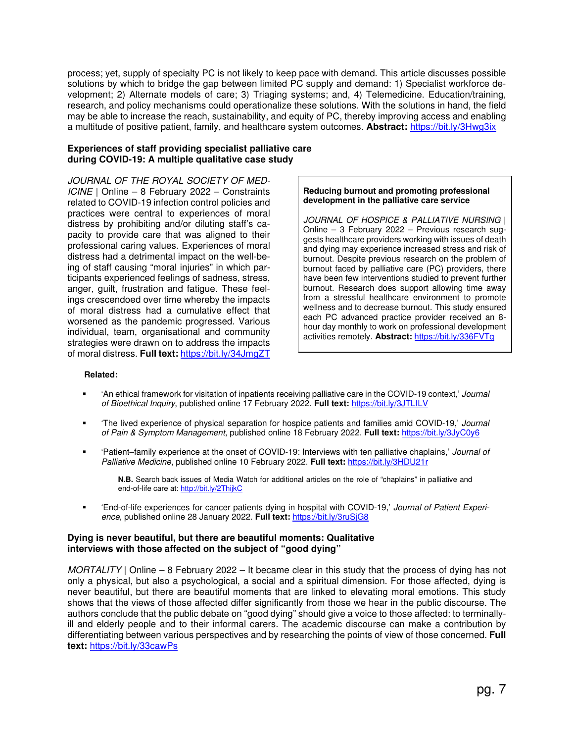process; yet, supply of specialty PC is not likely to keep pace with demand. This article discusses possible solutions by which to bridge the gap between limited PC supply and demand: 1) Specialist workforce development; 2) Alternate models of care; 3) Triaging systems; and, 4) Telemedicine. Education/training, research, and policy mechanisms could operationalize these solutions. With the solutions in hand, the field may be able to increase the reach, sustainability, and equity of PC, thereby improving access and enabling a multitude of positive patient, family, and healthcare system outcomes. **Abstract:** https://bit.ly/3Hwg3ix

**Experiences of staff providing specialist palliative care during COVID-19: A multiple qualitative case study**

*JOURNAL OF THE ROYAL SOCIETY OF MEDICINE* | Online – 8 February 2022 – Constraints related to COVID-19 infection control policies and practices were central to experiences of moral distress by prohibiting and/or diluting staff's capacity to provide care that was aligned to their professional caring values. Experiences of moral distress had a detrimental impact on the well-being of staff causing "moral injuries" in which participants experienced feelings of sadness, stress, anger, guilt, frustration and fatigue. These feelings crescendoed over time whereby the impacts of moral distress had a cumulative effect that worsened as the pandemic progressed. Various individual, team, organisational and community strategies were drawn on to address the impacts of moral distress. **Full text:** https://bit.ly/34JmgZT

**Reducing burnout and promoting professional development in the palliative care service**

*JOURNAL OF HOSPICE & PALLIATIVE NURSING* | Online – 3 February 2022 – Previous research suggests healthcare providers working with issues of death and dying may experience increased stress and risk of burnout. Despite previous research on the problem of burnout faced by palliative care (PC) providers, there have been few interventions studied to prevent further burnout. Research does support allowing time away from a stressful healthcare environment to promote wellness and to decrease burnout. This study ensured each PC advanced practice provider received an 8-hour day monthly to work on professional development activities remotely. **Abstract:** https://bit.ly/336FVTq

**Related:**

- 'An ethical framework for visitation of inpatients receiving palliative care in the COVID-19 context,' *Journal of Bioethical Inquiry*, published online 17 February 2022. **Full text:** https://bit.ly/3JTLILV
- 'The lived experience of physical separation for hospice patients and families amid COVID-19,' *Journal of Pain & Symptom Management*, published online 18 February 2022. **Full text:** https://bit.ly/3JyC0y6
- 'Patient–family experience at the onset of COVID-19: Interviews with ten palliative chaplains,' *Journal of Palliative Medicine*, published online 10 February 2022. **Full text:** https://bit.ly/3HDU21r

  **N.B.** Search back issues of Media Watch for additional articles on the role of "chaplains" in palliative and end-of-life care at: http://bit.ly/2ThijkC

- 'End-of-life experiences for cancer patients dying in hospital with COVID-19,' *Journal of Patient Experience*, published online 28 January 2022. **Full text:** https://bit.ly/3ruSjG8

**Dying is never beautiful, but there are beautiful moments: Qualitative interviews with those affected on the subject of "good dying"**

*MORTALITY* | Online – 8 February 2022 – It became clear in this study that the process of dying has not only a physical, but also a psychological, a social and a spiritual dimension. For those affected, dying is never beautiful, but there are beautiful moments that are linked to elevating moral emotions. This study shows that the views of those affected differ significantly from those we hear in the public discourse. The authors conclude that the public debate on "good dying" should give a voice to those affected: to terminally-ill and elderly people and to their informal carers. The academic discourse can make a contribution by differentiating between various perspectives and by researching the points of view of those concerned. **Full text:** https://bit.ly/33cawPs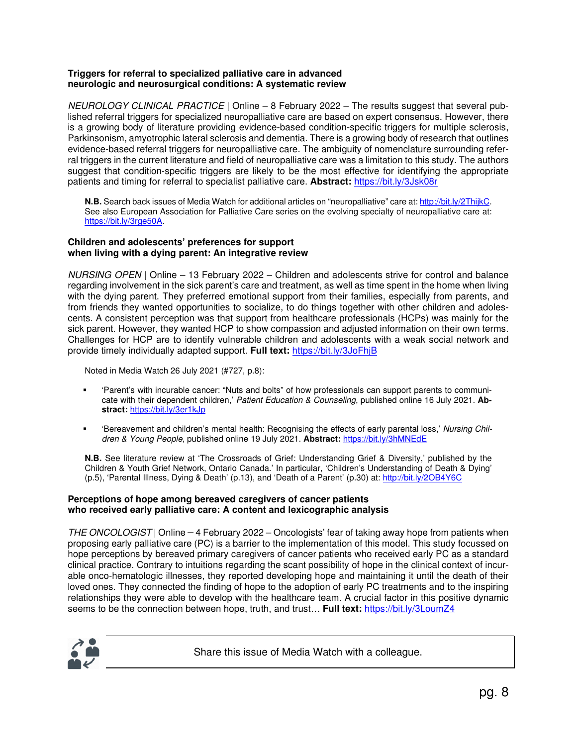### Triggers for referral to specialized palliative care in advanced neurologic and neurosurgical conditions: A systematic review

*NEUROLOGY CLINICAL PRACTICE* | Online – 8 February 2022 – The results suggest that several published referral triggers for specialized neuropalliative care are based on expert consensus. However, there is a growing body of literature providing evidence-based condition-specific triggers for multiple sclerosis, Parkinsonism, amyotrophic lateral sclerosis and dementia. There is a growing body of research that outlines evidence-based referral triggers for neuropalliative care. The ambiguity of nomenclature surrounding referral triggers in the current literature and field of neuropalliative care was a limitation to this study. The authors suggest that condition-specific triggers are likely to be the most effective for identifying the appropriate patients and timing for referral to specialist palliative care. **Abstract:** https://bit.ly/3Jsk08r

**N.B.** Search back issues of Media Watch for additional articles on "neuropalliative" care at: http://bit.ly/2ThijkC. See also European Association for Palliative Care series on the evolving specialty of neuropalliative care at: https://bit.ly/3rge50A.

### Children and adolescents' preferences for support when living with a dying parent: An integrative review

*NURSING OPEN* | Online – 13 February 2022 – Children and adolescents strive for control and balance regarding involvement in the sick parent's care and treatment, as well as time spent in the home when living with the dying parent. They preferred emotional support from their families, especially from parents, and from friends they wanted opportunities to socialize, to do things together with other children and adolescents. A consistent perception was that support from healthcare professionals (HCPs) was mainly for the sick parent. However, they wanted HCP to show compassion and adjusted information on their own terms. Challenges for HCP are to identify vulnerable children and adolescents with a weak social network and provide timely individually adapted support. **Full text:** https://bit.ly/3JoFhjB

Noted in Media Watch 26 July 2021 (#727, p.8):

- 'Parent's with incurable cancer: "Nuts and bolts" of how professionals can support parents to communicate with their dependent children,' *Patient Education & Counseling*, published online 16 July 2021. **Abstract:** https://bit.ly/3er1kJp
- 'Bereavement and children's mental health: Recognising the effects of early parental loss,' *Nursing Children & Young People*, published online 19 July 2021. **Abstract:** https://bit.ly/3hMNEdE

**N.B.** See literature review at 'The Crossroads of Grief: Understanding Grief & Diversity,' published by the Children & Youth Grief Network, Ontario Canada.' In particular, 'Children's Understanding of Death & Dying' (p.5), 'Parental Illness, Dying & Death' (p.13), and 'Death of a Parent' (p.30) at: http://bit.ly/2OB4Y6C

### Perceptions of hope among bereaved caregivers of cancer patients who received early palliative care: A content and lexicographic analysis

*THE ONCOLOGIST* | Online – 4 February 2022 – Oncologists' fear of taking away hope from patients when proposing early palliative care (PC) is a barrier to the implementation of this model. This study focussed on hope perceptions by bereaved primary caregivers of cancer patients who received early PC as a standard clinical practice. Contrary to intuitions regarding the scant possibility of hope in the clinical context of incurable onco-hematologic illnesses, they reported developing hope and maintaining it until the death of their loved ones. They connected the finding of hope to the adoption of early PC treatments and to the inspiring relationships they were able to develop with the healthcare team. A crucial factor in this positive dynamic seems to be the connection between hope, truth, and trust… **Full text:** https://bit.ly/3LoumZ4

Share this issue of Media Watch with a colleague.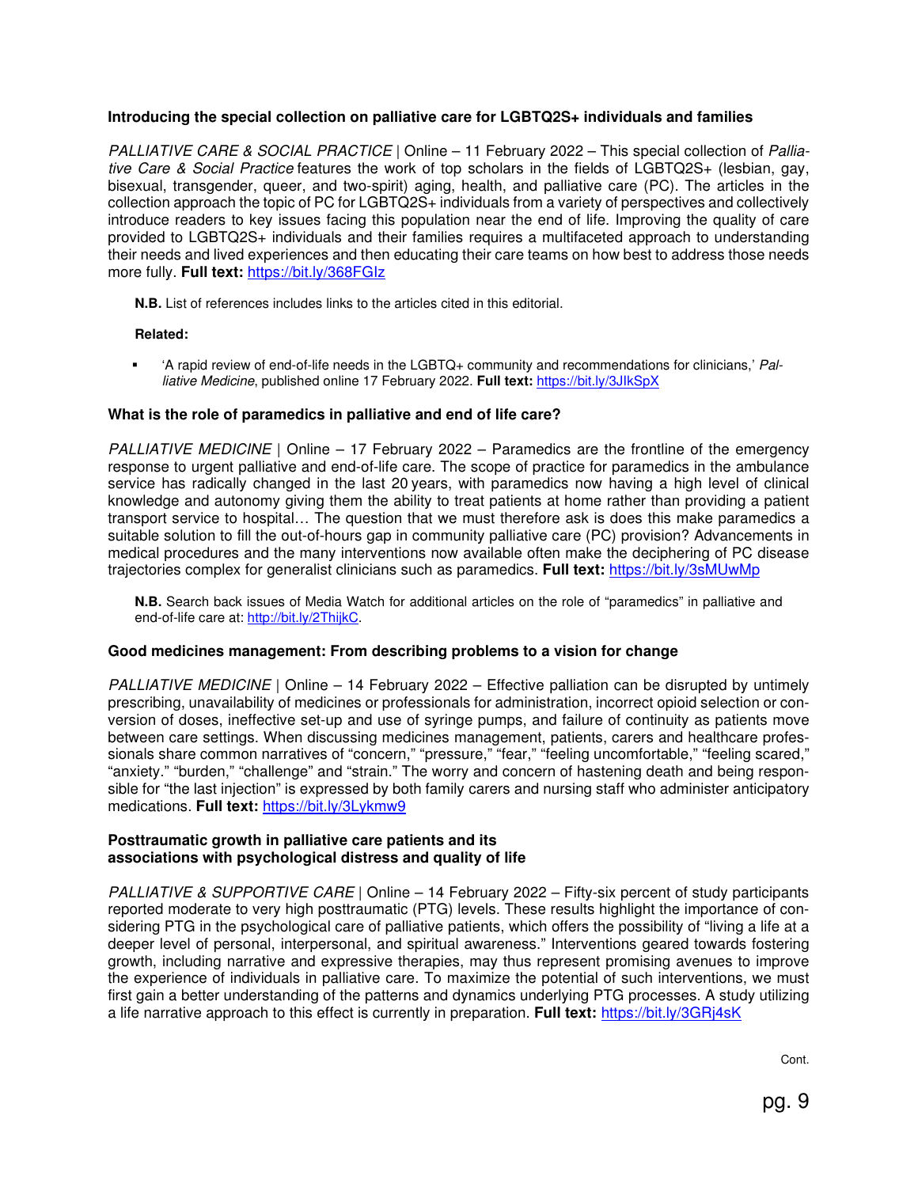**Introducing the special collection on palliative care for LGBTQ2S+ individuals and families**

*PALLIATIVE CARE & SOCIAL PRACTICE* | Online – 11 February 2022 – This special collection of *Palliative Care & Social Practice* features the work of top scholars in the fields of LGBTQ2S+ (lesbian, gay, bisexual, transgender, queer, and two-spirit) aging, health, and palliative care (PC). The articles in the collection approach the topic of PC for LGBTQ2S+ individuals from a variety of perspectives and collectively introduce readers to key issues facing this population near the end of life. Improving the quality of care provided to LGBTQ2S+ individuals and their families requires a multifaceted approach to understanding their needs and lived experiences and then educating their care teams on how best to address those needs more fully. **Full text:** https://bit.ly/368FGIz

> **N.B.** List of references includes links to the articles cited in this editorial.
>
> **Related:**
>
> - 'A rapid review of end-of-life needs in the LGBTQ+ community and recommendations for clinicians,' *Palliative Medicine*, published online 17 February 2022. **Full text:** https://bit.ly/3JIkSpX

**What is the role of paramedics in palliative and end of life care?**

*PALLIATIVE MEDICINE* | Online – 17 February 2022 – Paramedics are the frontline of the emergency response to urgent palliative and end-of-life care. The scope of practice for paramedics in the ambulance service has radically changed in the last 20 years, with paramedics now having a high level of clinical knowledge and autonomy giving them the ability to treat patients at home rather than providing a patient transport service to hospital… The question that we must therefore ask is does this make paramedics a suitable solution to fill the out-of-hours gap in community palliative care (PC) provision? Advancements in medical procedures and the many interventions now available often make the deciphering of PC disease trajectories complex for generalist clinicians such as paramedics. **Full text:** https://bit.ly/3sMUwMp

> **N.B.** Search back issues of Media Watch for additional articles on the role of "paramedics" in palliative and end-of-life care at: http://bit.ly/2ThijkC.

**Good medicines management: From describing problems to a vision for change**

*PALLIATIVE MEDICINE* | Online – 14 February 2022 – Effective palliation can be disrupted by untimely prescribing, unavailability of medicines or professionals for administration, incorrect opioid selection or conversion of doses, ineffective set-up and use of syringe pumps, and failure of continuity as patients move between care settings. When discussing medicines management, patients, carers and healthcare professionals share common narratives of "concern," "pressure," "fear," "feeling uncomfortable," "feeling scared," "anxiety." "burden," "challenge" and "strain." The worry and concern of hastening death and being responsible for "the last injection" is expressed by both family carers and nursing staff who administer anticipatory medications. **Full text:** https://bit.ly/3Lykmw9

**Posttraumatic growth in palliative care patients and its associations with psychological distress and quality of life**

*PALLIATIVE & SUPPORTIVE CARE* | Online – 14 February 2022 – Fifty-six percent of study participants reported moderate to very high posttraumatic (PTG) levels. These results highlight the importance of considering PTG in the psychological care of palliative patients, which offers the possibility of "living a life at a deeper level of personal, interpersonal, and spiritual awareness." Interventions geared towards fostering growth, including narrative and expressive therapies, may thus represent promising avenues to improve the experience of individuals in palliative care. To maximize the potential of such interventions, we must first gain a better understanding of the patterns and dynamics underlying PTG processes. A study utilizing a life narrative approach to this effect is currently in preparation. **Full text:** https://bit.ly/3GRj4sK

Cont.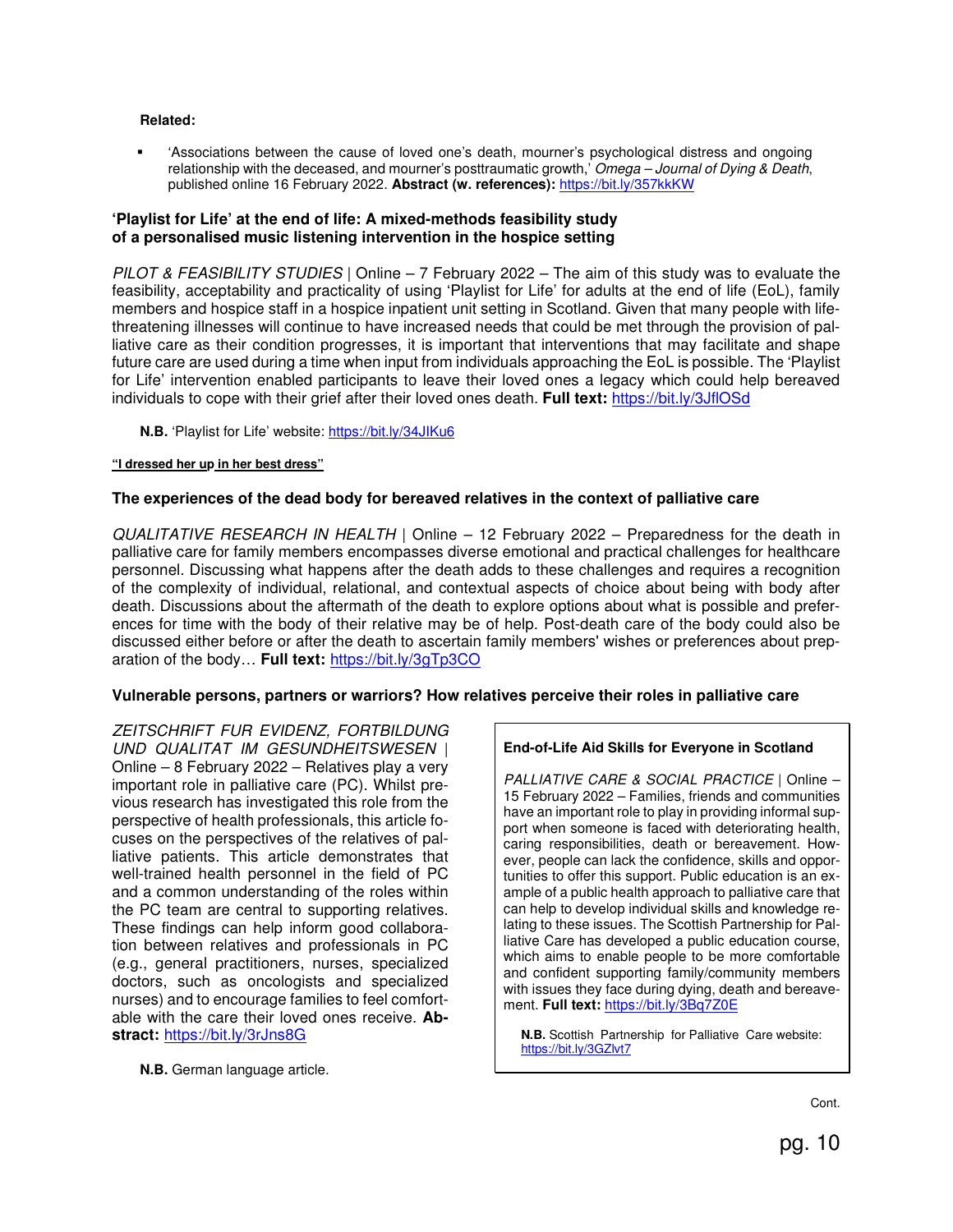**Related:**

- 'Associations between the cause of loved one's death, mourner's psychological distress and ongoing relationship with the deceased, and mourner's posttraumatic growth,' *Omega – Journal of Dying & Death*, published online 16 February 2022. **Abstract (w. references):** https://bit.ly/357kkKW

**'Playlist for Life' at the end of life: A mixed-methods feasibility study of a personalised music listening intervention in the hospice setting**

*PILOT & FEASIBILITY STUDIES* | Online – 7 February 2022 – The aim of this study was to evaluate the feasibility, acceptability and practicality of using 'Playlist for Life' for adults at the end of life (EoL), family members and hospice staff in a hospice inpatient unit setting in Scotland. Given that many people with life-threatening illnesses will continue to have increased needs that could be met through the provision of palliative care as their condition progresses, it is important that interventions that may facilitate and shape future care are used during a time when input from individuals approaching the EoL is possible. The 'Playlist for Life' intervention enabled participants to leave their loved ones a legacy which could help bereaved individuals to cope with their grief after their loved ones death. **Full text:** https://bit.ly/3JflOSd

**N.B.** 'Playlist for Life' website: https://bit.ly/34JIKu6

**"I dressed her up in her best dress"**

**The experiences of the dead body for bereaved relatives in the context of palliative care**

*QUALITATIVE RESEARCH IN HEALTH* | Online – 12 February 2022 – Preparedness for the death in palliative care for family members encompasses diverse emotional and practical challenges for healthcare personnel. Discussing what happens after the death adds to these challenges and requires a recognition of the complexity of individual, relational, and contextual aspects of choice about being with body after death. Discussions about the aftermath of the death to explore options about what is possible and preferences for time with the body of their relative may be of help. Post-death care of the body could also be discussed either before or after the death to ascertain family members' wishes or preferences about preparation of the body… **Full text:** https://bit.ly/3gTp3CO

**Vulnerable persons, partners or warriors? How relatives perceive their roles in palliative care**

*ZEITSCHRIFT FUR EVIDENZ, FORTBILDUNG UND QUALITAT IM GESUNDHEITSWESEN* | Online – 8 February 2022 – Relatives play a very important role in palliative care (PC). Whilst previous research has investigated this role from the perspective of health professionals, this article focuses on the perspectives of the relatives of palliative patients. This article demonstrates that well-trained health personnel in the field of PC and a common understanding of the roles within the PC team are central to supporting relatives. These findings can help inform good collaboration between relatives and professionals in PC (e.g., general practitioners, nurses, specialized doctors, such as oncologists and specialized nurses) and to encourage families to feel comfortable with the care their loved ones receive. **Abstract:** https://bit.ly/3rJns8G

**N.B.** German language article.

**End-of-Life Aid Skills for Everyone in Scotland**

*PALLIATIVE CARE & SOCIAL PRACTICE* | Online – 15 February 2022 – Families, friends and communities have an important role to play in providing informal support when someone is faced with deteriorating health, caring responsibilities, death or bereavement. However, people can lack the confidence, skills and opportunities to offer this support. Public education is an example of a public health approach to palliative care that can help to develop individual skills and knowledge relating to these issues. The Scottish Partnership for Palliative Care has developed a public education course, which aims to enable people to be more comfortable and confident supporting family/community members with issues they face during dying, death and bereavement. **Full text:** https://bit.ly/3Bq7Z0E

**N.B.** Scottish Partnership for Palliative Care website: https://bit.ly/3GZlvt7

Cont.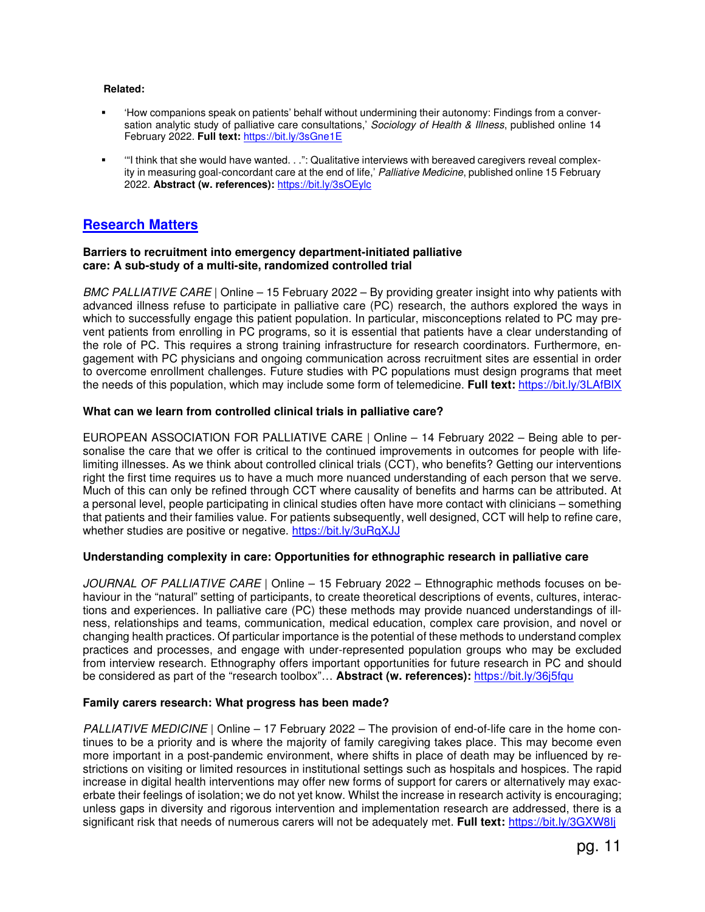**Related:**

- 'How companions speak on patients' behalf without undermining their autonomy: Findings from a conversation analytic study of palliative care consultations,' *Sociology of Health & Illness*, published online 14 February 2022. **Full text:** https://bit.ly/3sGne1E

- '"I think that she would have wanted. . .": Qualitative interviews with bereaved caregivers reveal complexity in measuring goal-concordant care at the end of life,' *Palliative Medicine*, published online 15 February 2022. **Abstract (w. references):** https://bit.ly/3sOEylc

## Research Matters

**Barriers to recruitment into emergency department-initiated palliative care: A sub-study of a multi-site, randomized controlled trial**

*BMC PALLIATIVE CARE* | Online – 15 February 2022 – By providing greater insight into why patients with advanced illness refuse to participate in palliative care (PC) research, the authors explored the ways in which to successfully engage this patient population. In particular, misconceptions related to PC may prevent patients from enrolling in PC programs, so it is essential that patients have a clear understanding of the role of PC. This requires a strong training infrastructure for research coordinators. Furthermore, engagement with PC physicians and ongoing communication across recruitment sites are essential in order to overcome enrollment challenges. Future studies with PC populations must design programs that meet the needs of this population, which may include some form of telemedicine. **Full text:** https://bit.ly/3LAfBlX

**What can we learn from controlled clinical trials in palliative care?**

EUROPEAN ASSOCIATION FOR PALLIATIVE CARE | Online – 14 February 2022 – Being able to personalise the care that we offer is critical to the continued improvements in outcomes for people with life-limiting illnesses. As we think about controlled clinical trials (CCT), who benefits? Getting our interventions right the first time requires us to have a much more nuanced understanding of each person that we serve. Much of this can only be refined through CCT where causality of benefits and harms can be attributed. At a personal level, people participating in clinical studies often have more contact with clinicians – something that patients and their families value. For patients subsequently, well designed, CCT will help to refine care, whether studies are positive or negative. https://bit.ly/3uRqXJJ

**Understanding complexity in care: Opportunities for ethnographic research in palliative care**

*JOURNAL OF PALLIATIVE CARE* | Online – 15 February 2022 – Ethnographic methods focuses on behaviour in the "natural" setting of participants, to create theoretical descriptions of events, cultures, interactions and experiences. In palliative care (PC) these methods may provide nuanced understandings of illness, relationships and teams, communication, medical education, complex care provision, and novel or changing health practices. Of particular importance is the potential of these methods to understand complex practices and processes, and engage with under-represented population groups who may be excluded from interview research. Ethnography offers important opportunities for future research in PC and should be considered as part of the "research toolbox"… **Abstract (w. references):** https://bit.ly/36j5fqu

**Family carers research: What progress has been made?**

*PALLIATIVE MEDICINE* | Online – 17 February 2022 – The provision of end-of-life care in the home continues to be a priority and is where the majority of family caregiving takes place. This may become even more important in a post-pandemic environment, where shifts in place of death may be influenced by restrictions on visiting or limited resources in institutional settings such as hospitals and hospices. The rapid increase in digital health interventions may offer new forms of support for carers or alternatively may exacerbate their feelings of isolation; we do not yet know. Whilst the increase in research activity is encouraging; unless gaps in diversity and rigorous intervention and implementation research are addressed, there is a significant risk that needs of numerous carers will not be adequately met. **Full text:** https://bit.ly/3GXW8Ij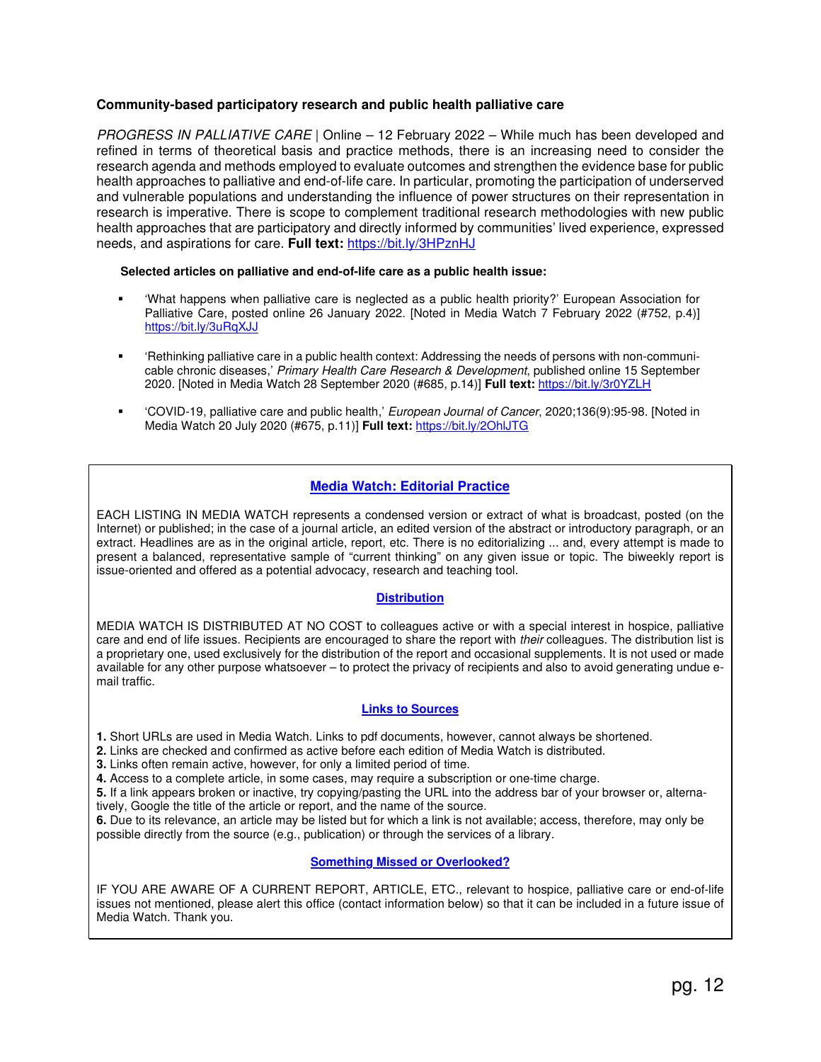**Community-based participatory research and public health palliative care**

*PROGRESS IN PALLIATIVE CARE* | Online – 12 February 2022 – While much has been developed and refined in terms of theoretical basis and practice methods, there is an increasing need to consider the research agenda and methods employed to evaluate outcomes and strengthen the evidence base for public health approaches to palliative and end-of-life care. In particular, promoting the participation of underserved and vulnerable populations and understanding the influence of power structures on their representation in research is imperative. There is scope to complement traditional research methodologies with new public health approaches that are participatory and directly informed by communities' lived experience, expressed needs, and aspirations for care. **Full text:** https://bit.ly/3HPznHJ

**Selected articles on palliative and end-of-life care as a public health issue:**

- 'What happens when palliative care is neglected as a public health priority?' European Association for Palliative Care, posted online 26 January 2022. [Noted in Media Watch 7 February 2022 (#752, p.4)] https://bit.ly/3uRqXJJ
- 'Rethinking palliative care in a public health context: Addressing the needs of persons with non-communicable chronic diseases,' *Primary Health Care Research & Development*, published online 15 September 2020. [Noted in Media Watch 28 September 2020 (#685, p.14)] **Full text:** https://bit.ly/3r0YZLH
- 'COVID-19, palliative care and public health,' *European Journal of Cancer*, 2020;136(9):95-98. [Noted in Media Watch 20 July 2020 (#675, p.11)] **Full text:** https://bit.ly/2OhlJTG

## Media Watch: Editorial Practice

EACH LISTING IN MEDIA WATCH represents a condensed version or extract of what is broadcast, posted (on the Internet) or published; in the case of a journal article, an edited version of the abstract or introductory paragraph, or an extract. Headlines are as in the original article, report, etc. There is no editorializing ... and, every attempt is made to present a balanced, representative sample of "current thinking" on any given issue or topic. The biweekly report is issue-oriented and offered as a potential advocacy, research and teaching tool.

### Distribution

MEDIA WATCH IS DISTRIBUTED AT NO COST to colleagues active or with a special interest in hospice, palliative care and end of life issues. Recipients are encouraged to share the report with *their* colleagues. The distribution list is a proprietary one, used exclusively for the distribution of the report and occasional supplements. It is not used or made available for any other purpose whatsoever – to protect the privacy of recipients and also to avoid generating undue e-mail traffic.

### Links to Sources

**1.** Short URLs are used in Media Watch. Links to pdf documents, however, cannot always be shortened.
**2.** Links are checked and confirmed as active before each edition of Media Watch is distributed.
**3.** Links often remain active, however, for only a limited period of time.
**4.** Access to a complete article, in some cases, may require a subscription or one-time charge.
**5.** If a link appears broken or inactive, try copying/pasting the URL into the address bar of your browser or, alternatively, Google the title of the article or report, and the name of the source.
**6.** Due to its relevance, an article may be listed but for which a link is not available; access, therefore, may only be possible directly from the source (e.g., publication) or through the services of a library.

### Something Missed or Overlooked?

IF YOU ARE AWARE OF A CURRENT REPORT, ARTICLE, ETC., relevant to hospice, palliative care or end-of-life issues not mentioned, please alert this office (contact information below) so that it can be included in a future issue of Media Watch. Thank you.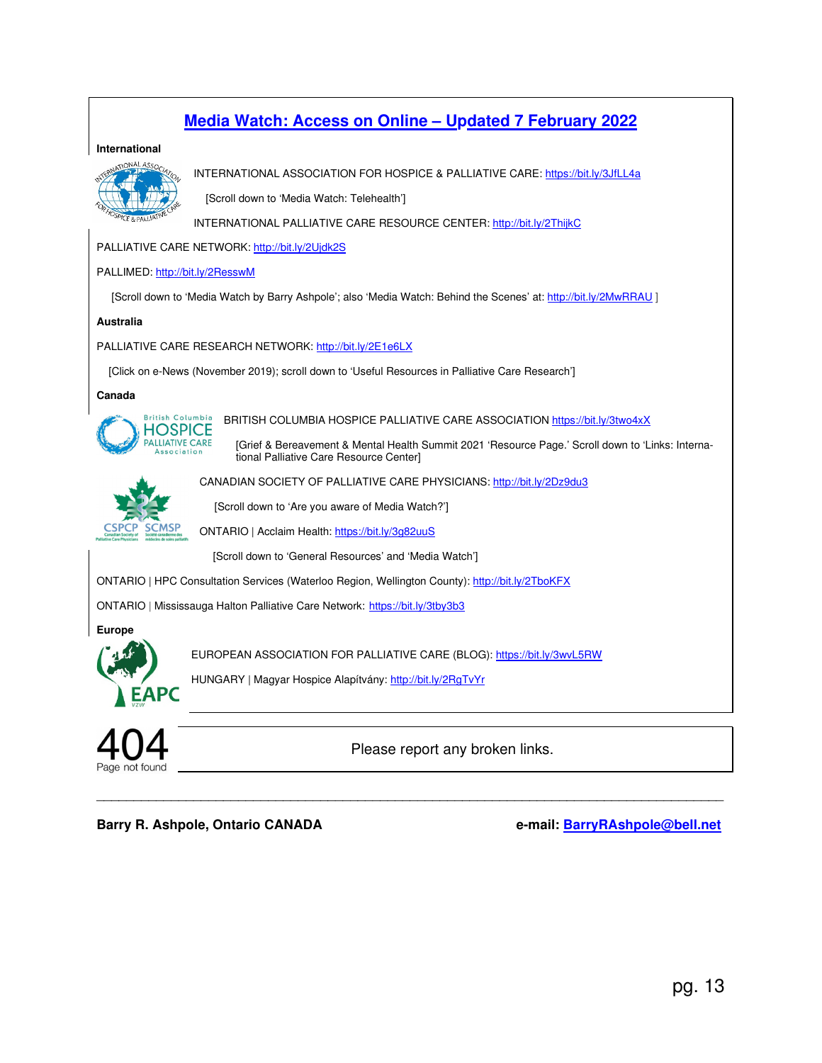## Media Watch: Access on Online – Updated 7 February 2022

**International**

INTERNATIONAL ASSOCIATION FOR HOSPICE & PALLIATIVE CARE: https://bit.ly/3JfLL4a

[Scroll down to 'Media Watch: Telehealth']

INTERNATIONAL PALLIATIVE CARE RESOURCE CENTER: http://bit.ly/2ThijkC

PALLIATIVE CARE NETWORK: http://bit.ly/2Ujdk2S

PALLIMED: http://bit.ly/2ResswM

[Scroll down to 'Media Watch by Barry Ashpole'; also 'Media Watch: Behind the Scenes' at: http://bit.ly/2MwRRAU ]

**Australia**

PALLIATIVE CARE RESEARCH NETWORK: http://bit.ly/2E1e6LX

[Click on e-News (November 2019); scroll down to 'Useful Resources in Palliative Care Research']

**Canada**

BRITISH COLUMBIA HOSPICE PALLIATIVE CARE ASSOCIATION https://bit.ly/3two4xX

[Grief & Bereavement & Mental Health Summit 2021 'Resource Page.' Scroll down to 'Links: International Palliative Care Resource Center]

CANADIAN SOCIETY OF PALLIATIVE CARE PHYSICIANS: http://bit.ly/2Dz9du3

[Scroll down to 'Are you aware of Media Watch?']

ONTARIO | Acclaim Health: https://bit.ly/3g82uuS

[Scroll down to 'General Resources' and 'Media Watch']

ONTARIO | HPC Consultation Services (Waterloo Region, Wellington County): http://bit.ly/2TboKFX

ONTARIO | Mississauga Halton Palliative Care Network: https://bit.ly/3tby3b3

**Europe**

EUROPEAN ASSOCIATION FOR PALLIATIVE CARE (BLOG): https://bit.ly/3wvL5RW

HUNGARY | Magyar Hospice Alapítvány: http://bit.ly/2RgTvYr

404
Page not found

Please report any broken links.

---

**Barry R. Ashpole, Ontario CANADA** **e-mail: BarryRAshpole@bell.net**